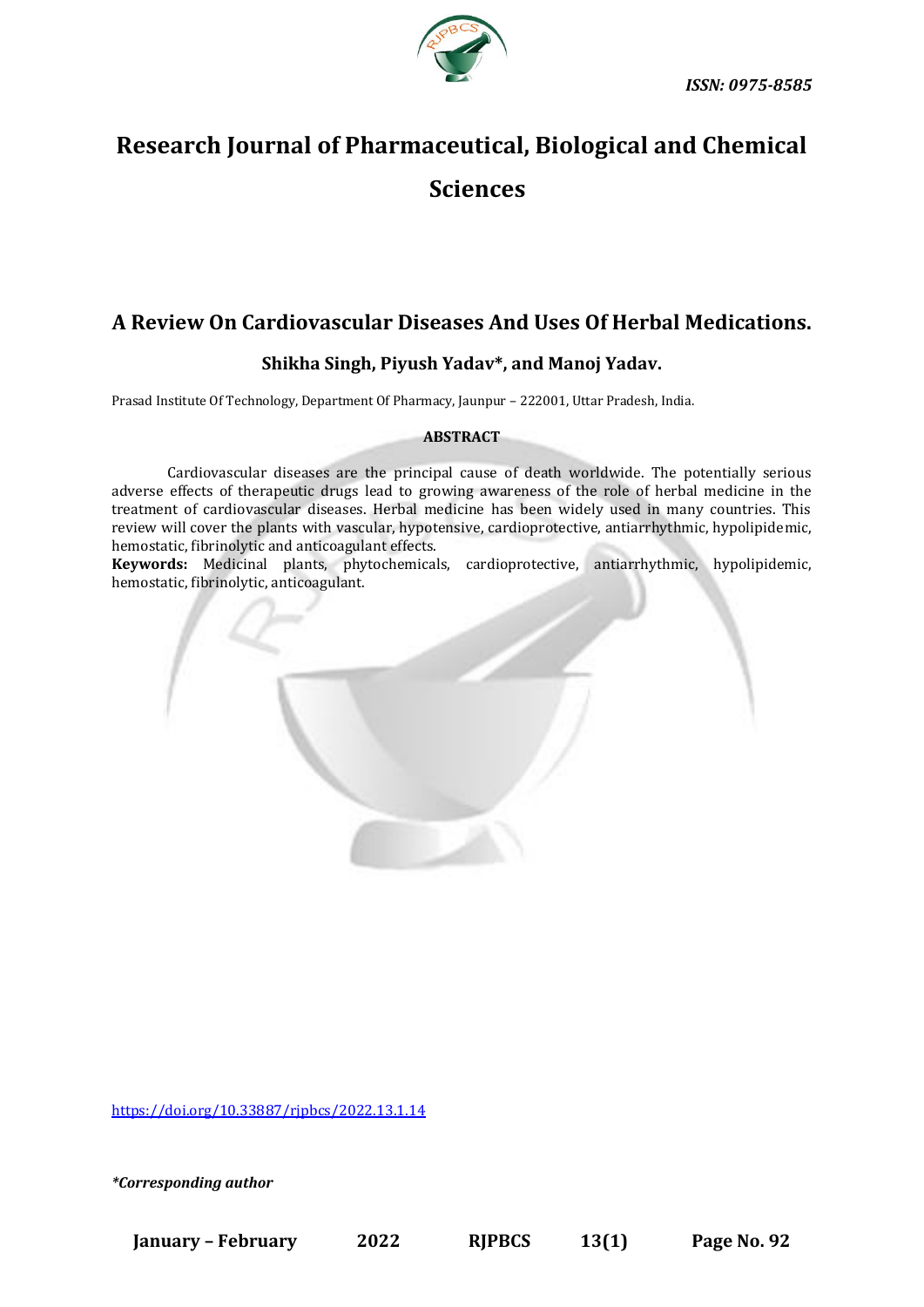ISSN: 0975-8585

# Research Journal of Pharmaceutical, Biological and Chemical Sciences

## A Review On Cardiovascular Diseases And Uses Of Herbal Medications.

**Shikha Singh, Piyush Yadav*, and Manoj Yadav.**

Prasad Institute Of Technology, Department Of Pharmacy, Jaunpur – 222001, Uttar Pradesh, India.

**ABSTRACT**

Cardiovascular diseases are the principal cause of death worldwide. The potentially serious adverse effects of therapeutic drugs lead to growing awareness of the role of herbal medicine in the treatment of cardiovascular diseases. Herbal medicine has been widely used in many countries. This review will cover the plants with vascular, hypotensive, cardioprotective, antiarrhythmic, hypolipidemic, hemostatic, fibrinolytic and anticoagulant effects.

**Keywords:** Medicinal plants, phytochemicals, cardioprotective, antiarrhythmic, hypolipidemic, hemostatic, fibrinolytic, anticoagulant.

https://doi.org/10.33887/rjpbcs/2022.13.1.14

*\*Corresponding author*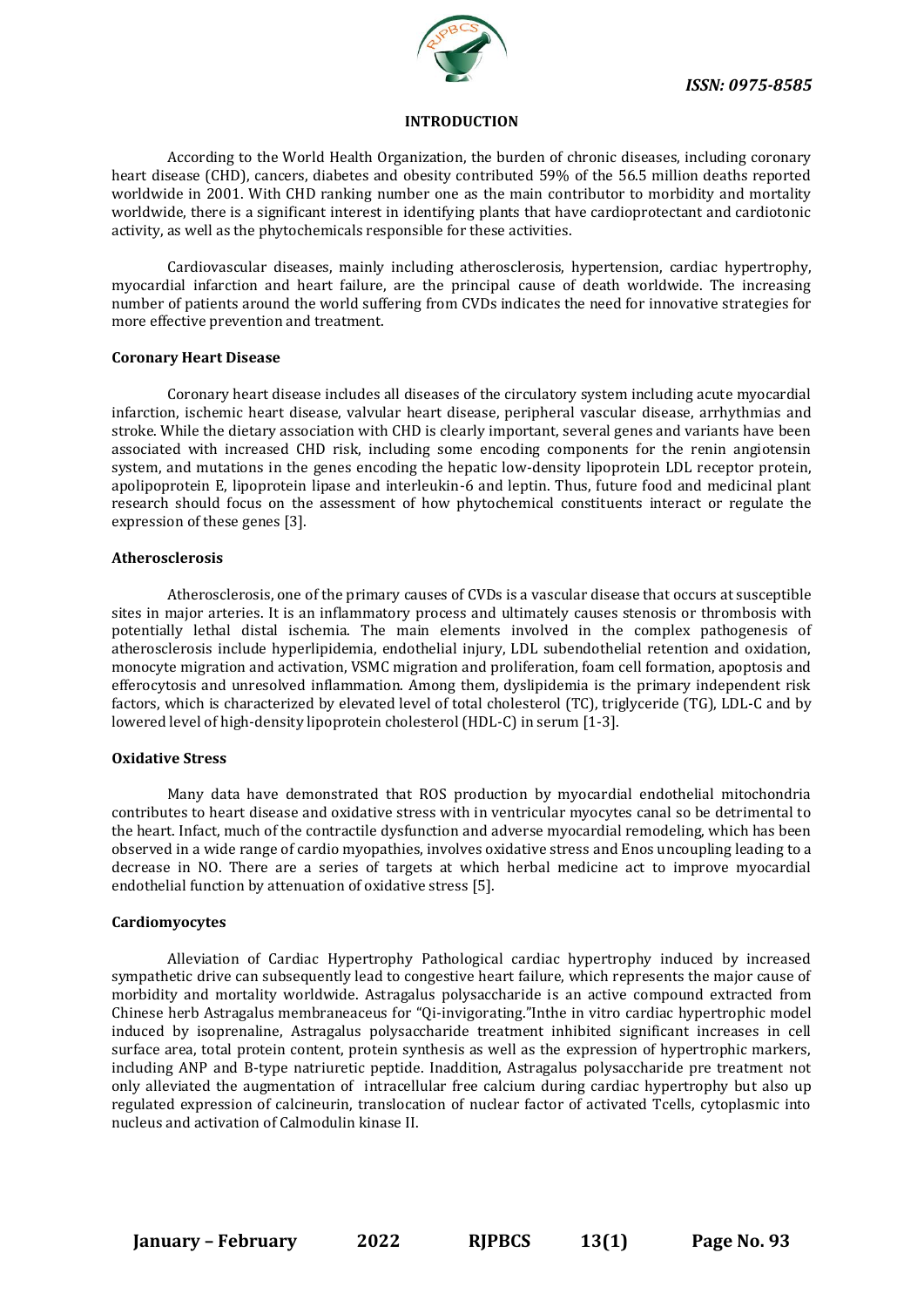## INTRODUCTION

According to the World Health Organization, the burden of chronic diseases, including coronary heart disease (CHD), cancers, diabetes and obesity contributed 59% of the 56.5 million deaths reported worldwide in 2001. With CHD ranking number one as the main contributor to morbidity and mortality worldwide, there is a significant interest in identifying plants that have cardioprotectant and cardiotonic activity, as well as the phytochemicals responsible for these activities.

Cardiovascular diseases, mainly including atherosclerosis, hypertension, cardiac hypertrophy, myocardial infarction and heart failure, are the principal cause of death worldwide. The increasing number of patients around the world suffering from CVDs indicates the need for innovative strategies for more effective prevention and treatment.

### Coronary Heart Disease

Coronary heart disease includes all diseases of the circulatory system including acute myocardial infarction, ischemic heart disease, valvular heart disease, peripheral vascular disease, arrhythmias and stroke. While the dietary association with CHD is clearly important, several genes and variants have been associated with increased CHD risk, including some encoding components for the renin angiotensin system, and mutations in the genes encoding the hepatic low-density lipoprotein LDL receptor protein, apolipoprotein E, lipoprotein lipase and interleukin-6 and leptin. Thus, future food and medicinal plant research should focus on the assessment of how phytochemical constituents interact or regulate the expression of these genes [3].

### Atherosclerosis

Atherosclerosis, one of the primary causes of CVDs is a vascular disease that occurs at susceptible sites in major arteries. It is an inflammatory process and ultimately causes stenosis or thrombosis with potentially lethal distal ischemia. The main elements involved in the complex pathogenesis of atherosclerosis include hyperlipidemia, endothelial injury, LDL subendothelial retention and oxidation, monocyte migration and activation, VSMC migration and proliferation, foam cell formation, apoptosis and efferocytosis and unresolved inflammation. Among them, dyslipidemia is the primary independent risk factors, which is characterized by elevated level of total cholesterol (TC), triglyceride (TG), LDL-C and by lowered level of high-density lipoprotein cholesterol (HDL-C) in serum [1-3].

### Oxidative Stress

Many data have demonstrated that ROS production by myocardial endothelial mitochondria contributes to heart disease and oxidative stress with in ventricular myocytes canal so be detrimental to the heart. Infact, much of the contractile dysfunction and adverse myocardial remodeling, which has been observed in a wide range of cardio myopathies, involves oxidative stress and Enos uncoupling leading to a decrease in NO. There are a series of targets at which herbal medicine act to improve myocardial endothelial function by attenuation of oxidative stress [5].

### Cardiomyocytes

Alleviation of Cardiac Hypertrophy Pathological cardiac hypertrophy induced by increased sympathetic drive can subsequently lead to congestive heart failure, which represents the major cause of morbidity and mortality worldwide. Astragalus polysaccharide is an active compound extracted from Chinese herb Astragalus membraneaceus for "Qi-invigorating."Inthe in vitro cardiac hypertrophic model induced by isoprenaline, Astragalus polysaccharide treatment inhibited significant increases in cell surface area, total protein content, protein synthesis as well as the expression of hypertrophic markers, including ANP and B-type natriuretic peptide. Inaddition, Astragalus polysaccharide pre treatment not only alleviated the augmentation of intracellular free calcium during cardiac hypertrophy but also up regulated expression of calcineurin, translocation of nuclear factor of activated Tcells, cytoplasmic into nucleus and activation of Calmodulin kinase II.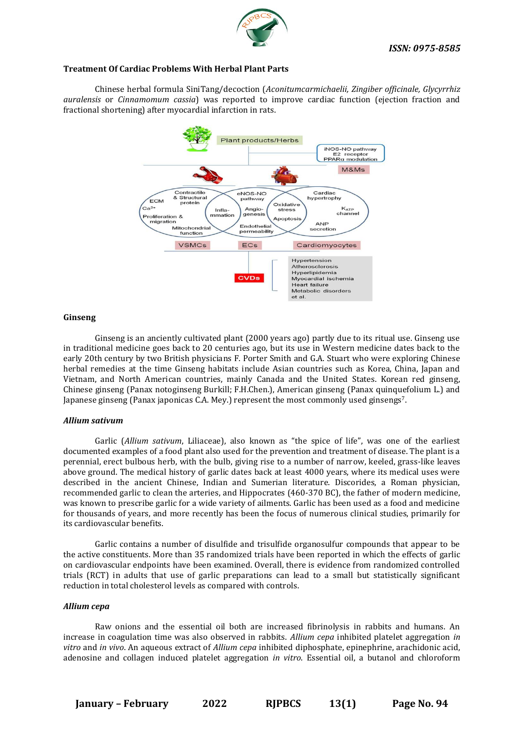**Treatment Of Cardiac Problems With Herbal Plant Parts**

Chinese herbal formula SiniTang/decoction (*Aconitumcarmichaelii, Zingiber officinale, Glycyrrhiz auralensis* or *Cinnamomum cassia*) was reported to improve cardiac function (ejection fraction and fractional shortening) after myocardial infarction in rats.

**Ginseng**

Ginseng is an anciently cultivated plant (2000 years ago) partly due to its ritual use. Ginseng use in traditional medicine goes back to 20 centuries ago, but its use in Western medicine dates back to the early 20th century by two British physicians F. Porter Smith and G.A. Stuart who were exploring Chinese herbal remedies at the time Ginseng habitats include Asian countries such as Korea, China, Japan and Vietnam, and North American countries, mainly Canada and the United States. Korean red ginseng, Chinese ginseng (Panax notoginseng Burkill; F.H.Chen.), American ginseng (Panax quinquefolium L.) and Japanese ginseng (Panax japonicas C.A. Mey.) represent the most commonly used ginsengs[7].

***Allium sativum***

Garlic (*Allium sativum*, Liliaceae), also known as "the spice of life", was one of the earliest documented examples of a food plant also used for the prevention and treatment of disease. The plant is a perennial, erect bulbous herb, with the bulb, giving rise to a number of narrow, keeled, grass-like leaves above ground. The medical history of garlic dates back at least 4000 years, where its medical uses were described in the ancient Chinese, Indian and Sumerian literature. Discorides, a Roman physician, recommended garlic to clean the arteries, and Hippocrates (460-370 BC), the father of modern medicine, was known to prescribe garlic for a wide variety of ailments. Garlic has been used as a food and medicine for thousands of years, and more recently has been the focus of numerous clinical studies, primarily for its cardiovascular benefits.

Garlic contains a number of disulfide and trisulfide organosulfur compounds that appear to be the active constituents. More than 35 randomized trials have been reported in which the effects of garlic on cardiovascular endpoints have been examined. Overall, there is evidence from randomized controlled trials (RCT) in adults that use of garlic preparations can lead to a small but statistically significant reduction in total cholesterol levels as compared with controls.

***Allium cepa***

Raw onions and the essential oil both are increased fibrinolysis in rabbits and humans. An increase in coagulation time was also observed in rabbits. *Allium cepa* inhibited platelet aggregation *in vitro* and *in vivo*. An aqueous extract of *Allium cepa* inhibited diphosphate, epinephrine, arachidonic acid, adenosine and collagen induced platelet aggregation *in vitro*. Essential oil, a butanol and chloroform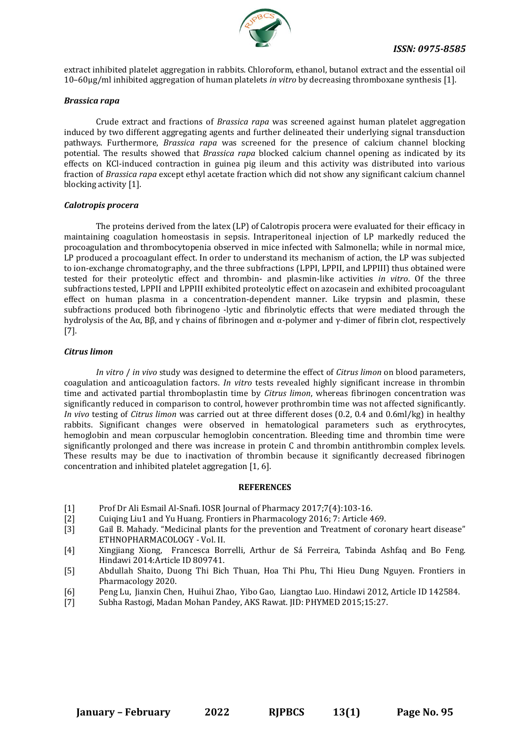extract inhibited platelet aggregation in rabbits. Chloroform, ethanol, butanol extract and the essential oil 10–60µg/ml inhibited aggregation of human platelets *in vitro* by decreasing thromboxane synthesis [1].

### *Brassica rapa*

Crude extract and fractions of *Brassica rapa* was screened against human platelet aggregation induced by two different aggregating agents and further delineated their underlying signal transduction pathways. Furthermore, *Brassica rapa* was screened for the presence of calcium channel blocking potential. The results showed that *Brassica rapa* blocked calcium channel opening as indicated by its effects on KCl-induced contraction in guinea pig ileum and this activity was distributed into various fraction of *Brassica rapa* except ethyl acetate fraction which did not show any significant calcium channel blocking activity [1].

### *Calotropis procera*

The proteins derived from the latex (LP) of Calotropis procera were evaluated for their efficacy in maintaining coagulation homeostasis in sepsis. Intraperitoneal injection of LP markedly reduced the procoagulation and thrombocytopenia observed in mice infected with Salmonella; while in normal mice, LP produced a procoagulant effect. In order to understand its mechanism of action, the LP was subjected to ion-exchange chromatography, and the three subfractions (LPPI, LPPII, and LPPIII) thus obtained were tested for their proteolytic effect and thrombin- and plasmin-like activities *in vitro*. Of the three subfractions tested, LPPII and LPPIII exhibited proteolytic effect on azocasein and exhibited procoagulant effect on human plasma in a concentration-dependent manner. Like trypsin and plasmin, these subfractions produced both fibrinogeno -lytic and fibrinolytic effects that were mediated through the hydrolysis of the Aα, Bβ, and γ chains of fibrinogen and α-polymer and γ-dimer of fibrin clot, respectively [7].

### *Citrus limon*

*In vitro* / *in vivo* study was designed to determine the effect of *Citrus limon* on blood parameters, coagulation and anticoagulation factors. *In vitro* tests revealed highly significant increase in thrombin time and activated partial thromboplastin time by *Citrus limon*, whereas fibrinogen concentration was significantly reduced in comparison to control, however prothrombin time was not affected significantly. *In vivo* testing of *Citrus limon* was carried out at three different doses (0.2, 0.4 and 0.6ml/kg) in healthy rabbits. Significant changes were observed in hematological parameters such as erythrocytes, hemoglobin and mean corpuscular hemoglobin concentration. Bleeding time and thrombin time were significantly prolonged and there was increase in protein C and thrombin antithrombin complex levels. These results may be due to inactivation of thrombin because it significantly decreased fibrinogen concentration and inhibited platelet aggregation [1, 6].

## REFERENCES

[1] Prof Dr Ali Esmail Al-Snafi. IOSR Journal of Pharmacy 2017;7(4):103-16.

[2] Cuiqing Liu1 and Yu Huang. Frontiers in Pharmacology 2016; 7: Article 469.

[3] Gail B. Mahady. "Medicinal plants for the prevention and Treatment of coronary heart disease" ETHNOPHARMACOLOGY - Vol. II.

[4] Xingjiang Xiong, Francesca Borrelli, Arthur de Sá Ferreira, Tabinda Ashfaq and Bo Feng. Hindawi 2014:Article ID 809741.

[5] Abdullah Shaito, Duong Thi Bich Thuan, Hoa Thi Phu, Thi Hieu Dung Nguyen. Frontiers in Pharmacology 2020.

[6] Peng Lu, Jianxin Chen, Huihui Zhao, Yibo Gao, Liangtao Luo. Hindawi 2012, Article ID 142584.

[7] Subha Rastogi, Madan Mohan Pandey, AKS Rawat. JID: PHYMED 2015;15:27.